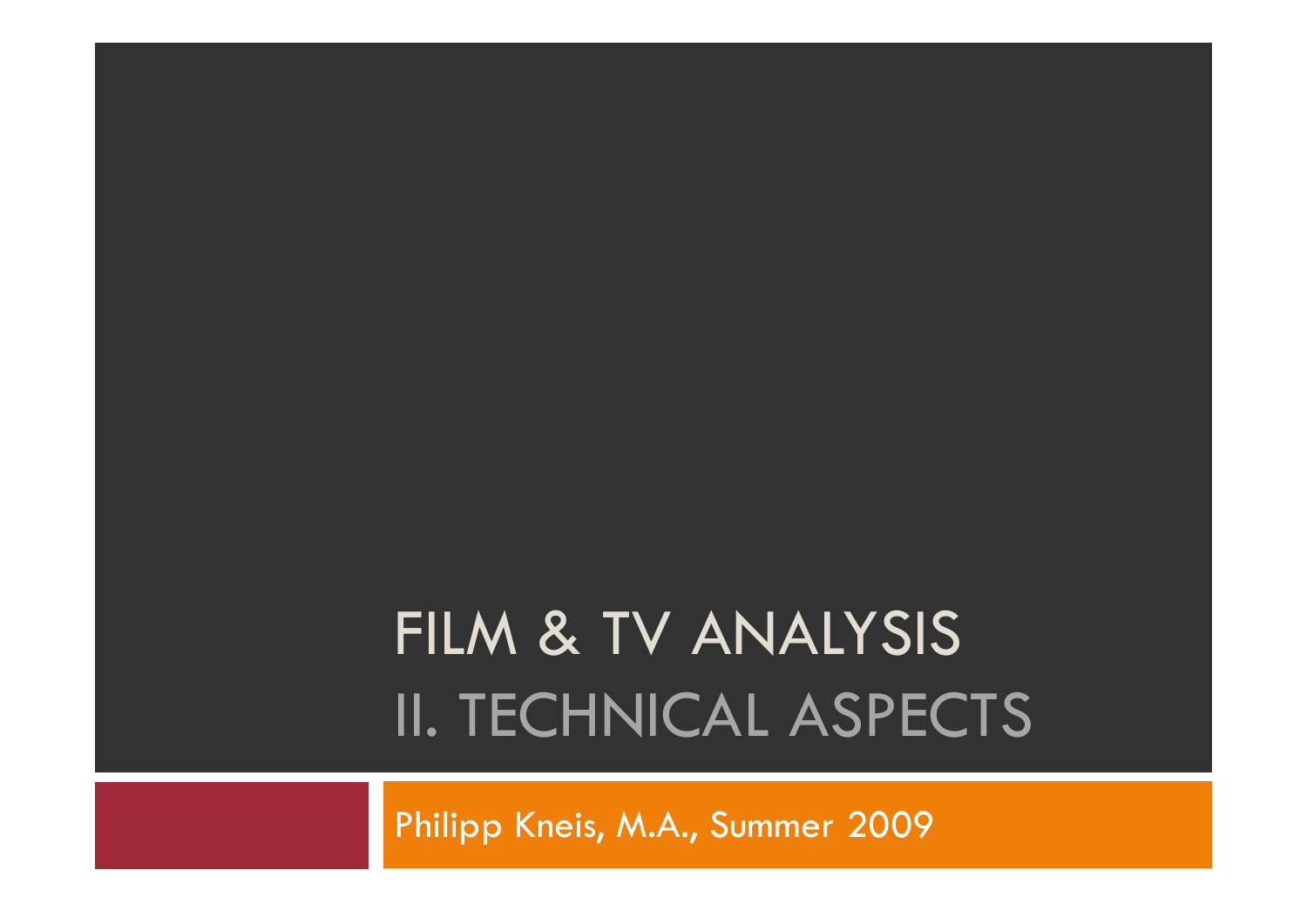# FILM & TV ANALYSIS

## II. TECHNICAL ASPECTS

Philipp Kneis, M.A., Summer 2009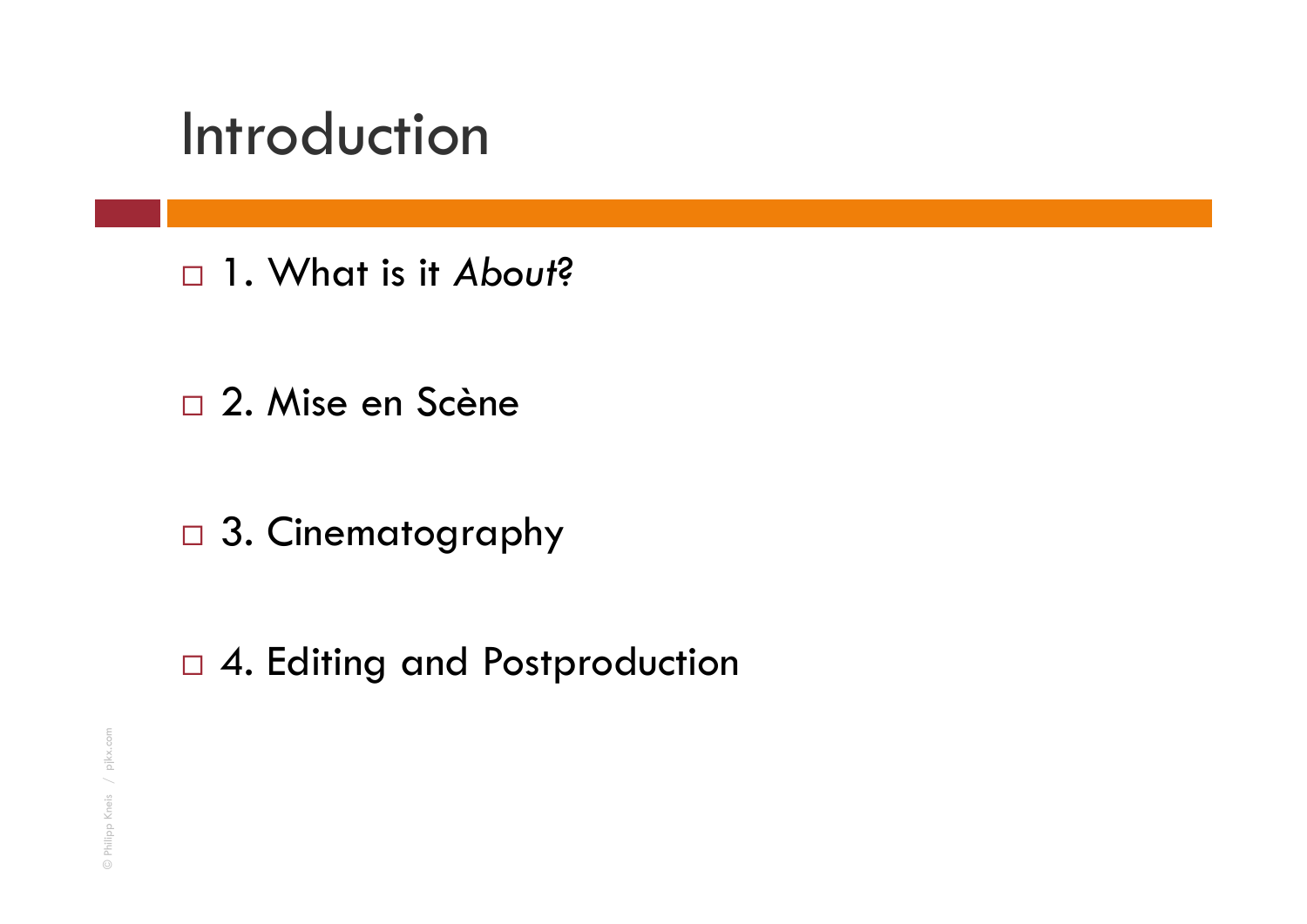# Introduction

- 1. What is it *About*?
- 2. Mise en Scène
- 3. Cinematography
- 4. Editing and Postproduction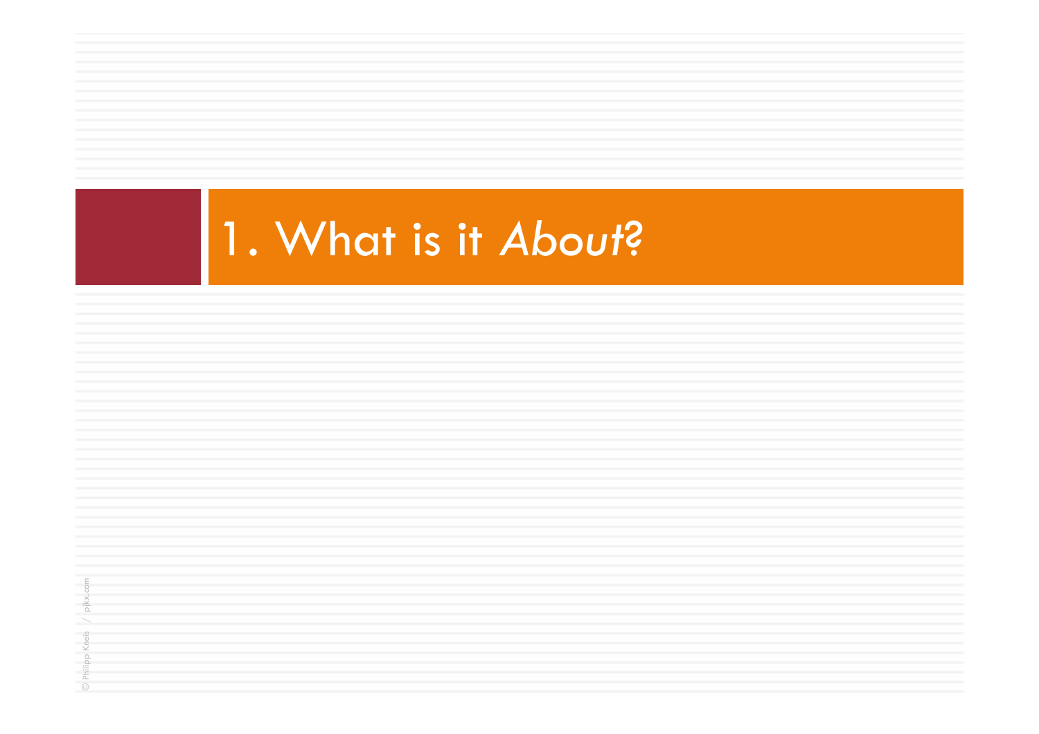# 1. What is it *About?*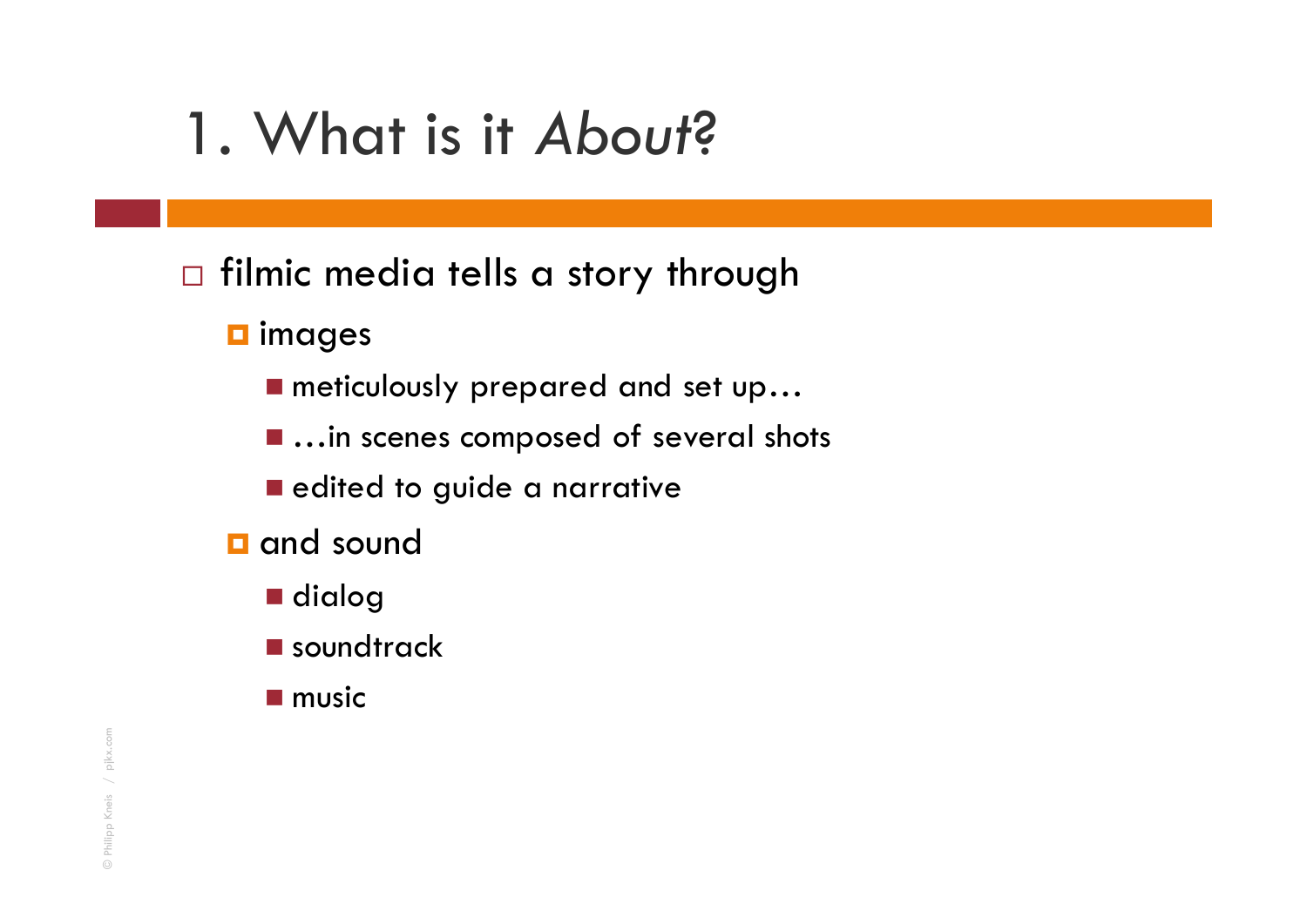# 1. What is it *About*?

- filmic media tells a story through
  - images
    - meticulously prepared and set up…
    - …in scenes composed of several shots
    - edited to guide a narrative
  - and sound
    - dialog
    - soundtrack
    - music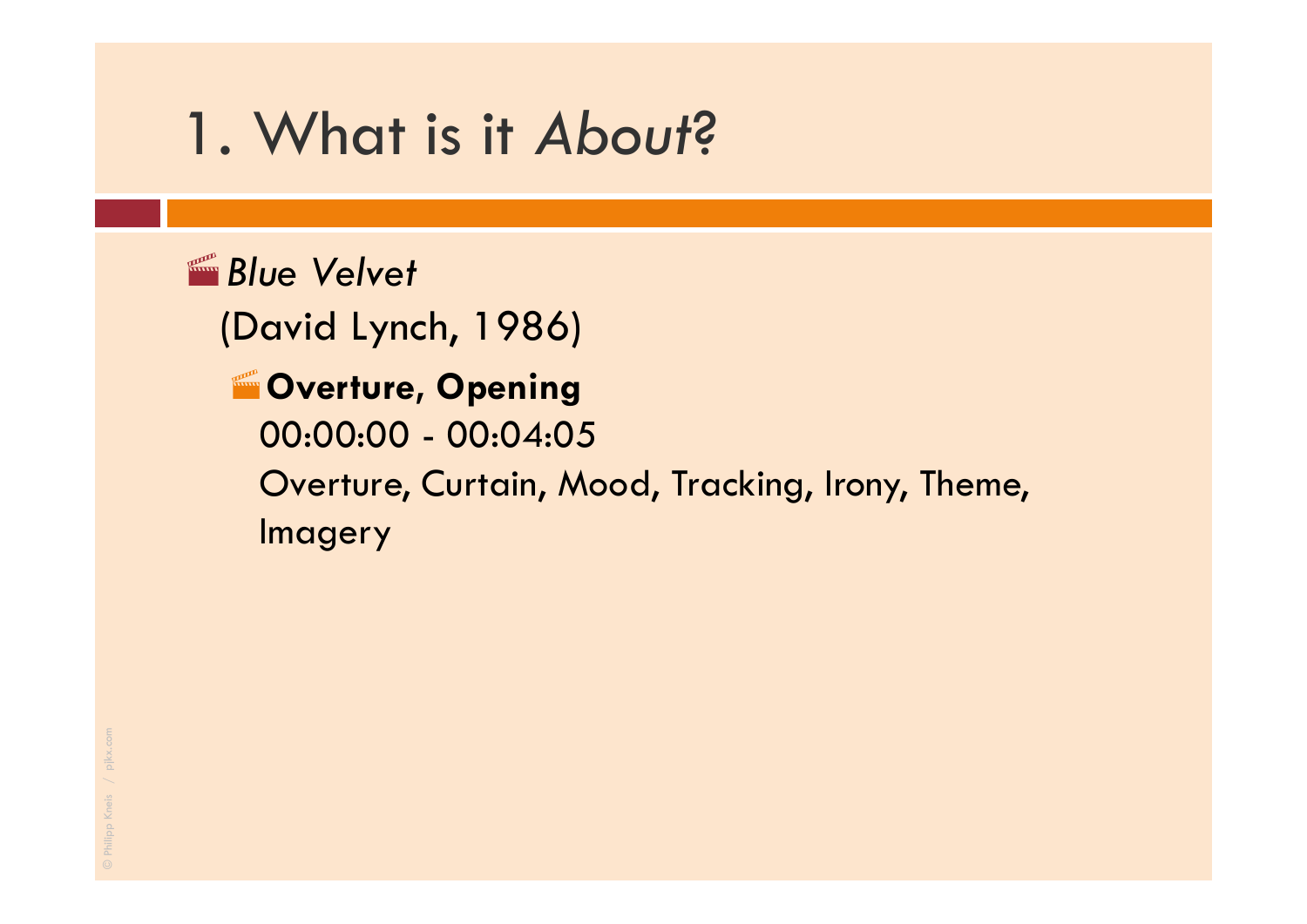# 1. What is it *About*?

- *Blue Velvet*
  (David Lynch, 1986)
  - **Overture, Opening**
    00:00:00 - 00:04:05
    Overture, Curtain, Mood, Tracking, Irony, Theme, Imagery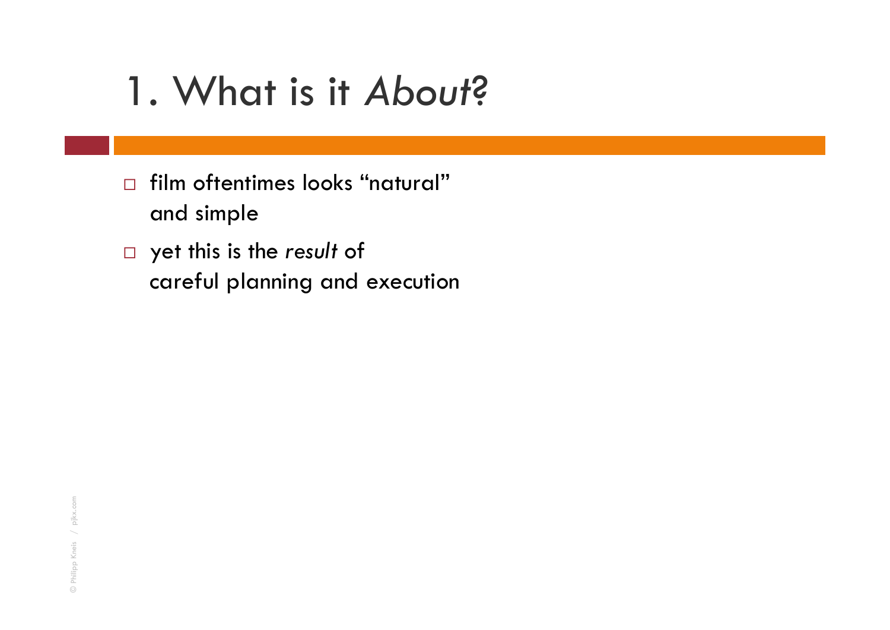# 1. What is it *About*?

- film oftentimes looks “natural” and simple
- yet this is the *result* of careful planning and execution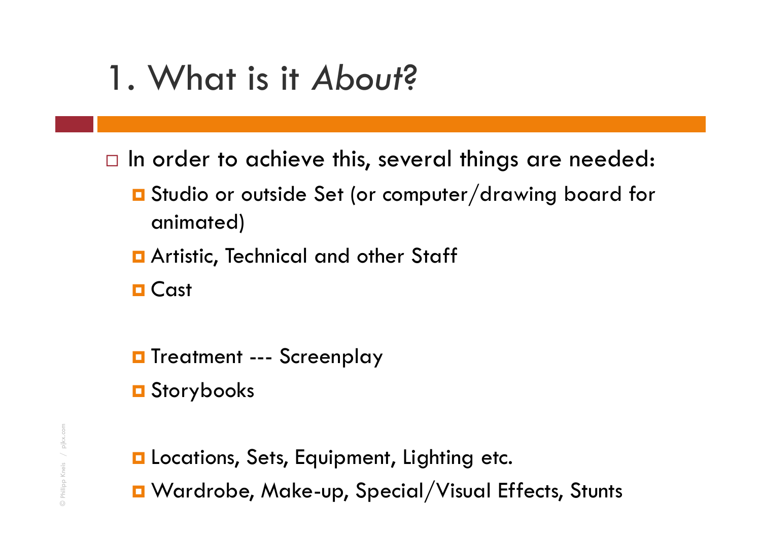# 1. What is it *About*?

- In order to achieve this, several things are needed:
  - Studio or outside Set (or computer/drawing board for animated)
  - Artistic, Technical and other Staff
  - Cast

  - Treatment --- Screenplay
  - Storybooks

  - Locations, Sets, Equipment, Lighting etc.
  - Wardrobe, Make-up, Special/Visual Effects, Stunts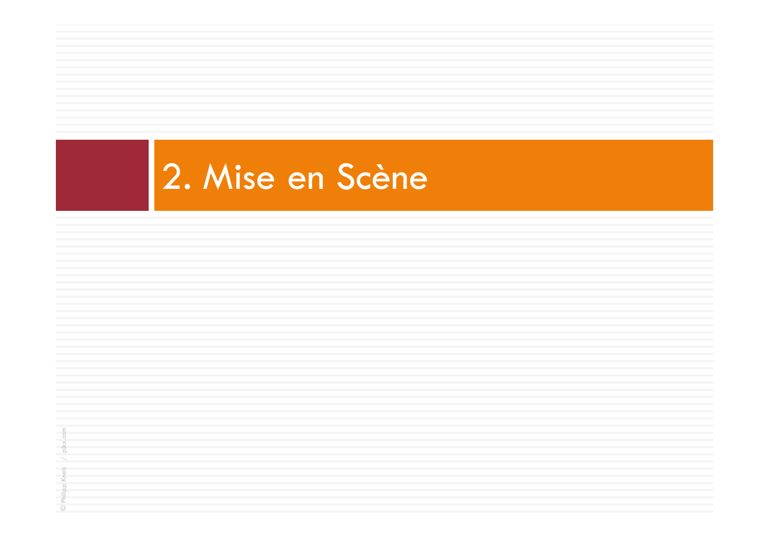# 2. Mise en Scène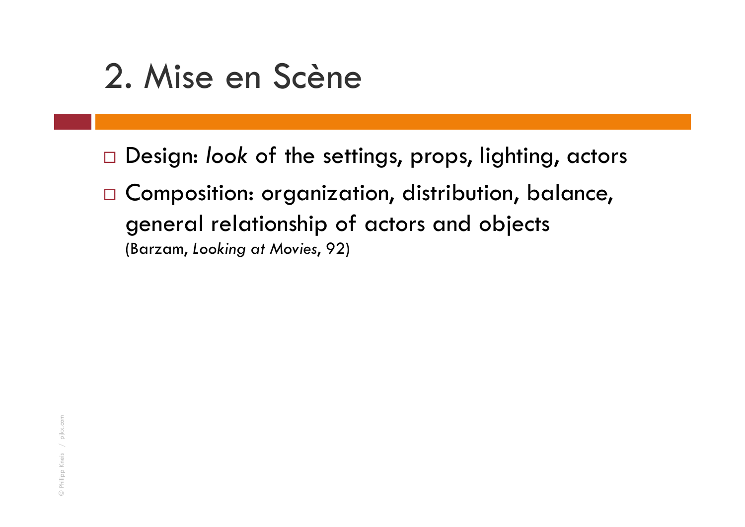# 2. Mise en Scène

- Design: *look* of the settings, props, lighting, actors
- Composition: organization, distribution, balance, general relationship of actors and objects
  (Barzam, *Looking at Movies*, 92)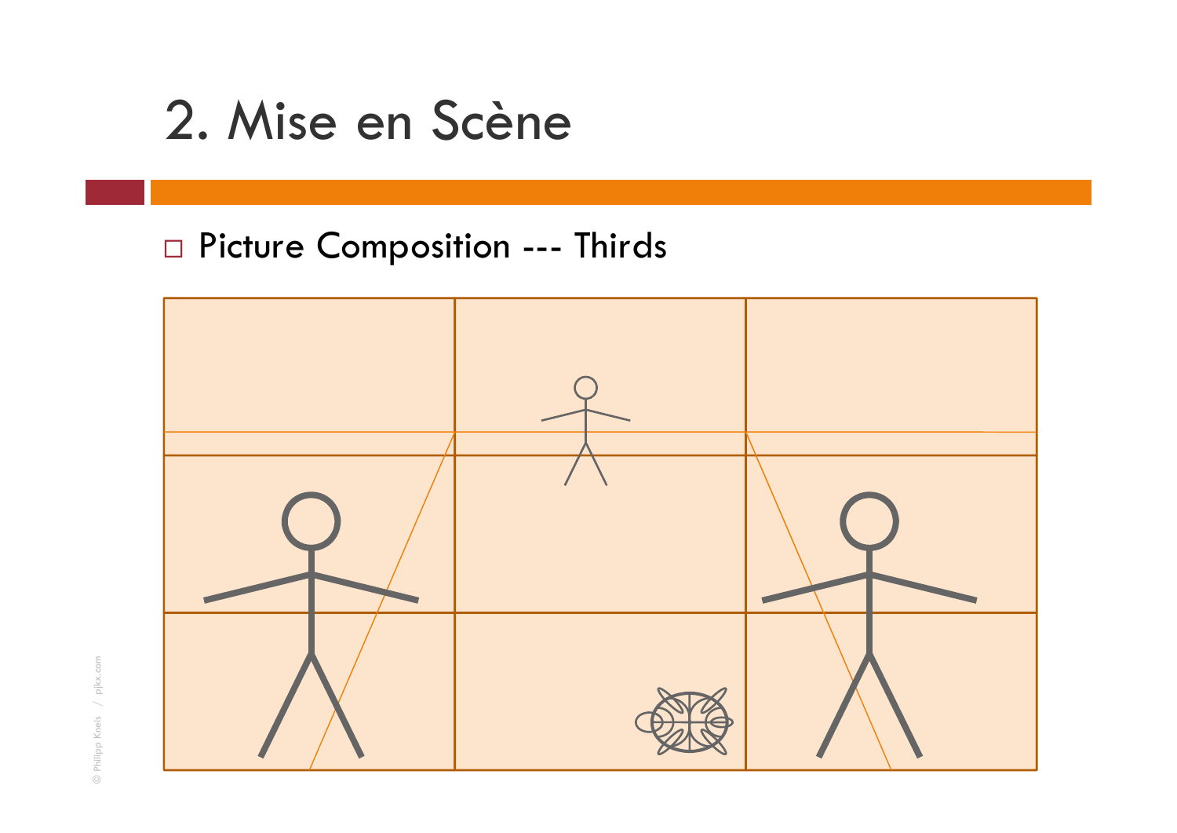# 2. Mise en Scène

- Picture Composition --- Thirds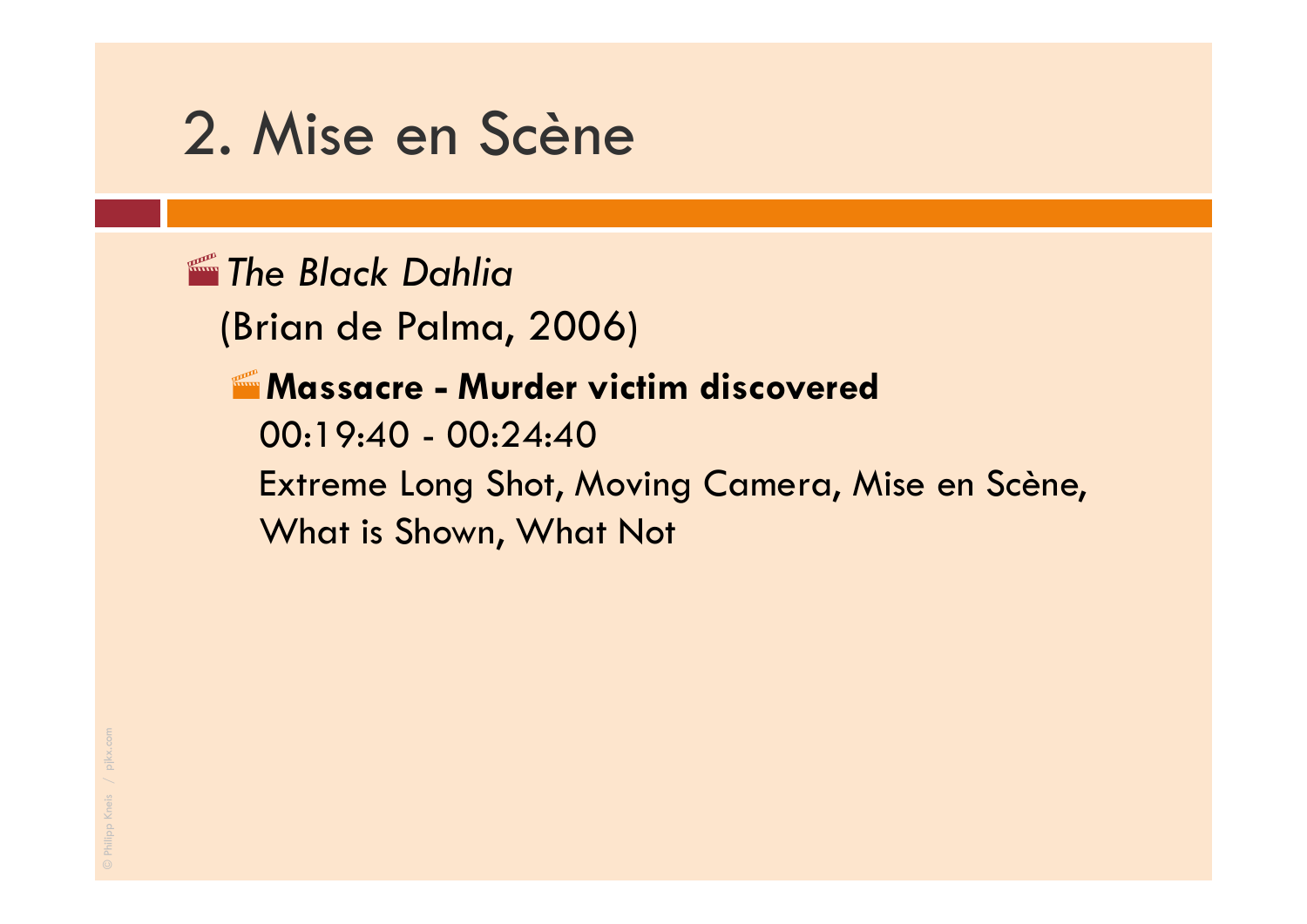# 2. Mise en Scène

- *The Black Dahlia*
  (Brian de Palma, 2006)
  - **Massacre - Murder victim discovered**
    00:19:40 - 00:24:40
    Extreme Long Shot, Moving Camera, Mise en Scène, What is Shown, What Not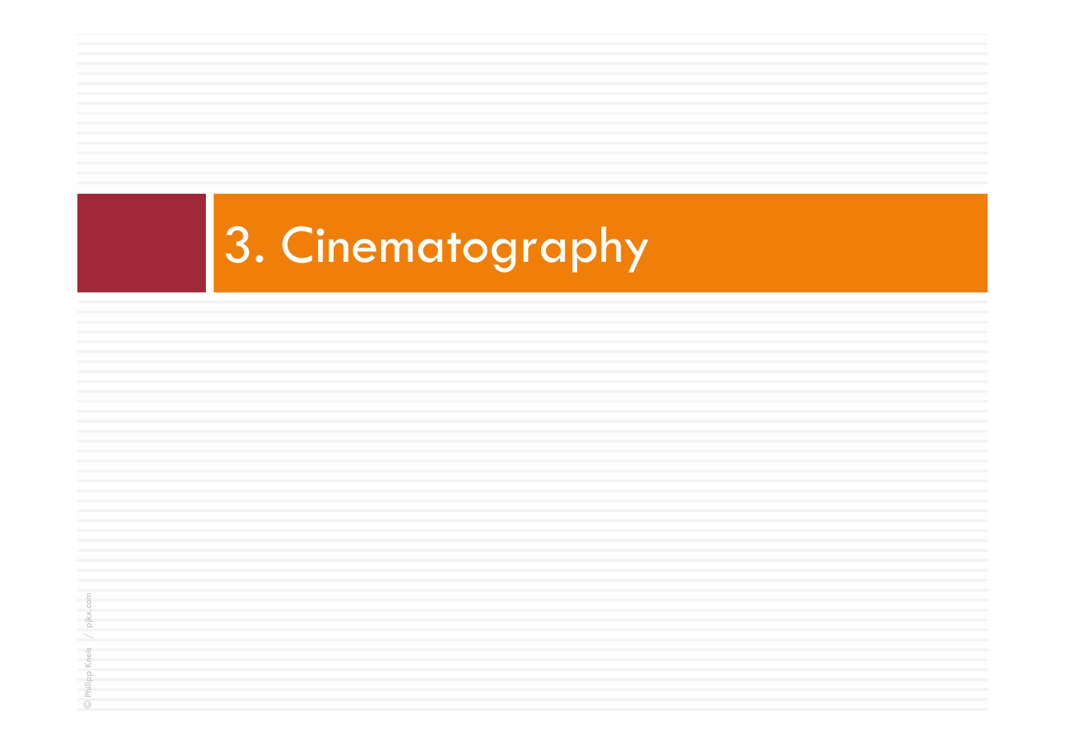# 3. Cinematography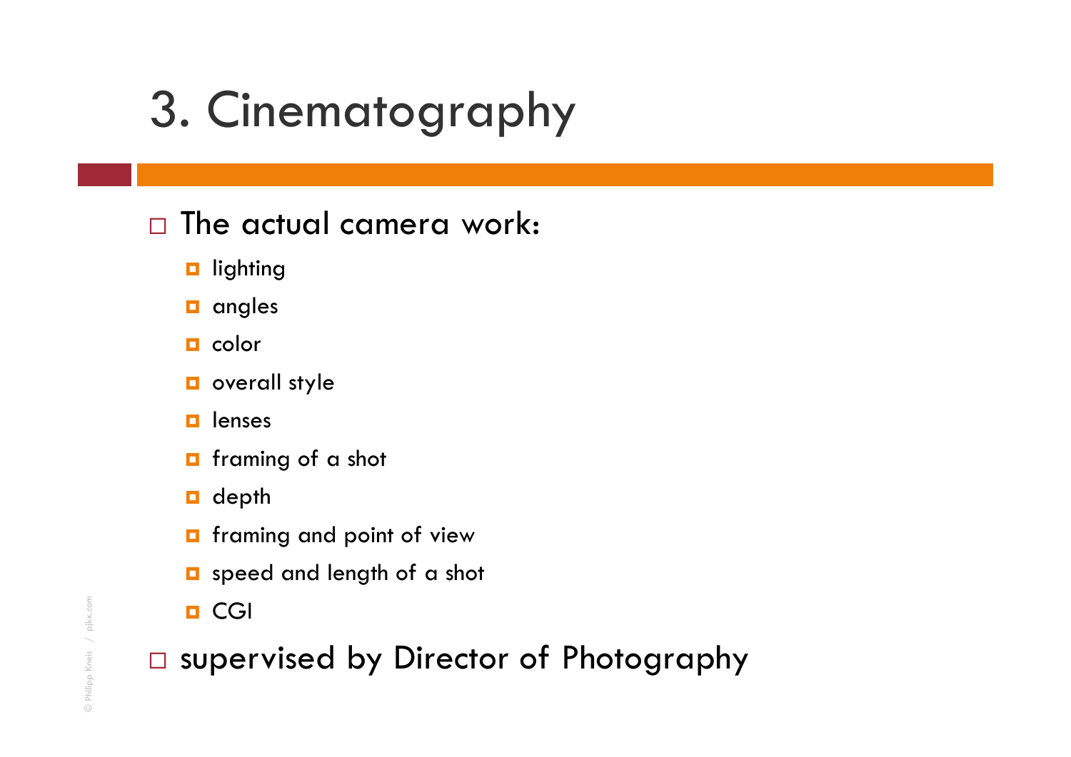# 3. Cinematography

- The actual camera work:
  - lighting
  - angles
  - color
  - overall style
  - lenses
  - framing of a shot
  - depth
  - framing and point of view
  - speed and length of a shot
  - CGI
- supervised by Director of Photography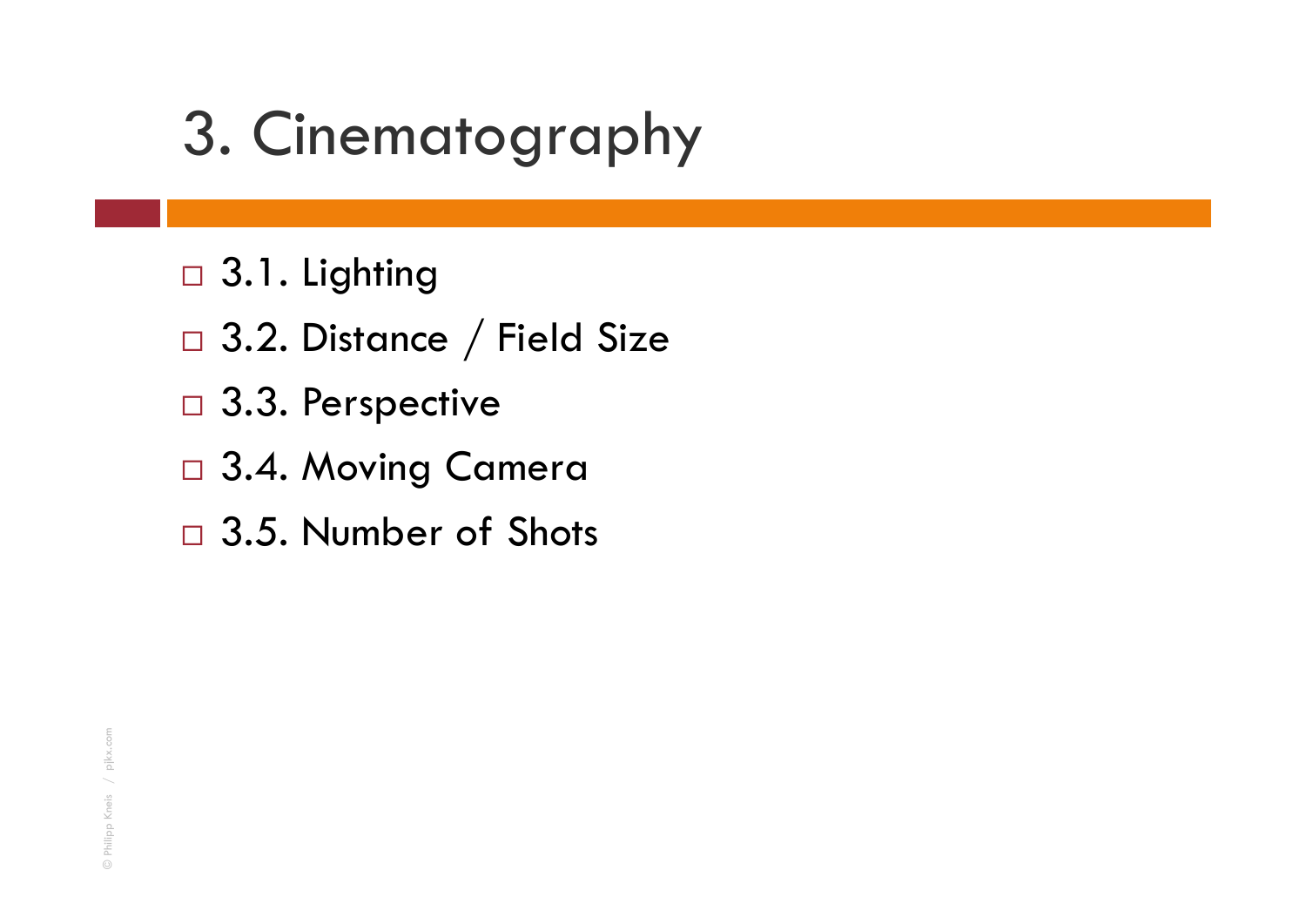# 3. Cinematography

- 3.1. Lighting
- 3.2. Distance / Field Size
- 3.3. Perspective
- 3.4. Moving Camera
- 3.5. Number of Shots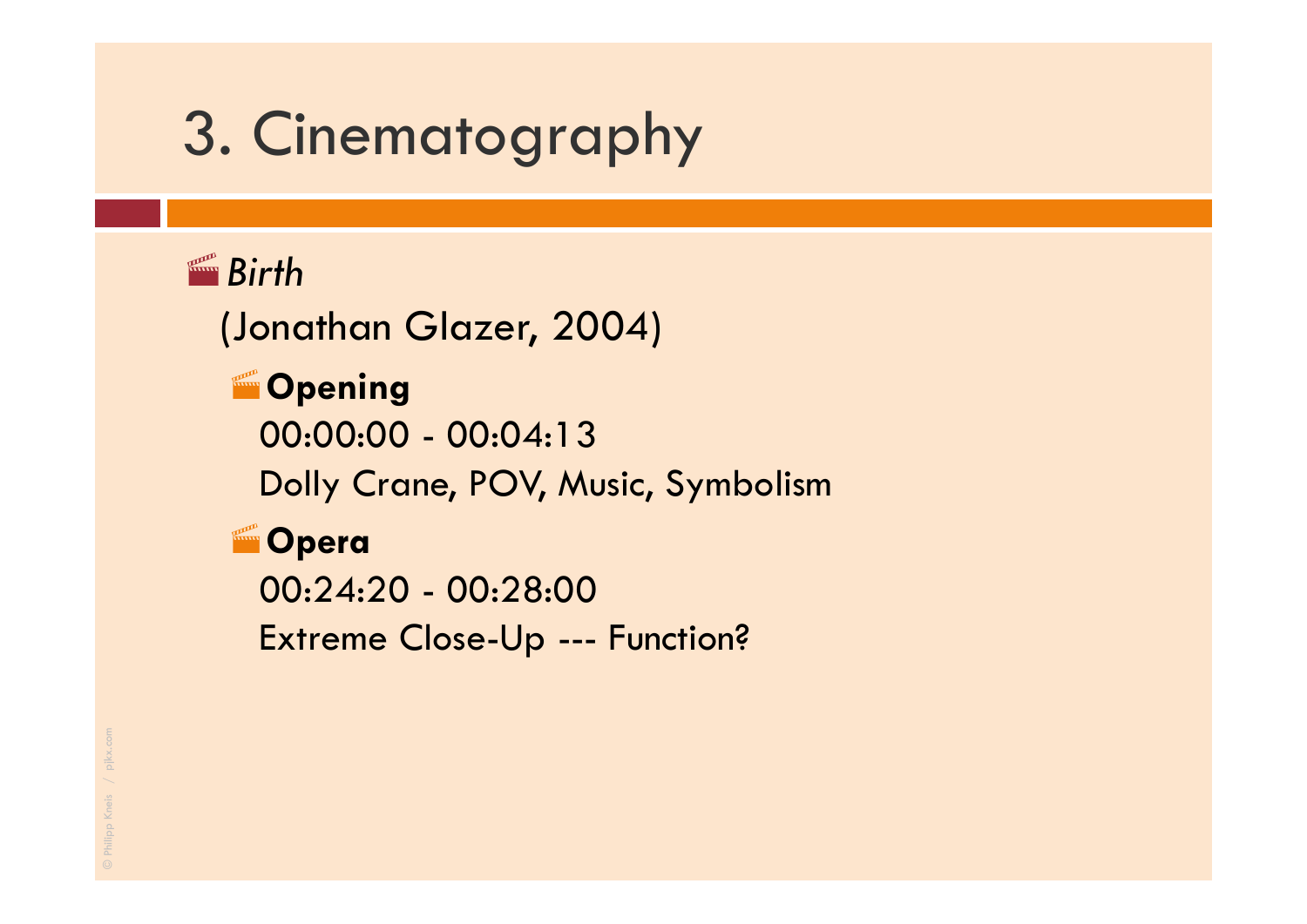# 3. Cinematography

- *Birth*
  (Jonathan Glazer, 2004)
  - **Opening**
    00:00:00 - 00:04:13
    Dolly Crane, POV, Music, Symbolism
  - **Opera**
    00:24:20 - 00:28:00
    Extreme Close-Up --- Function?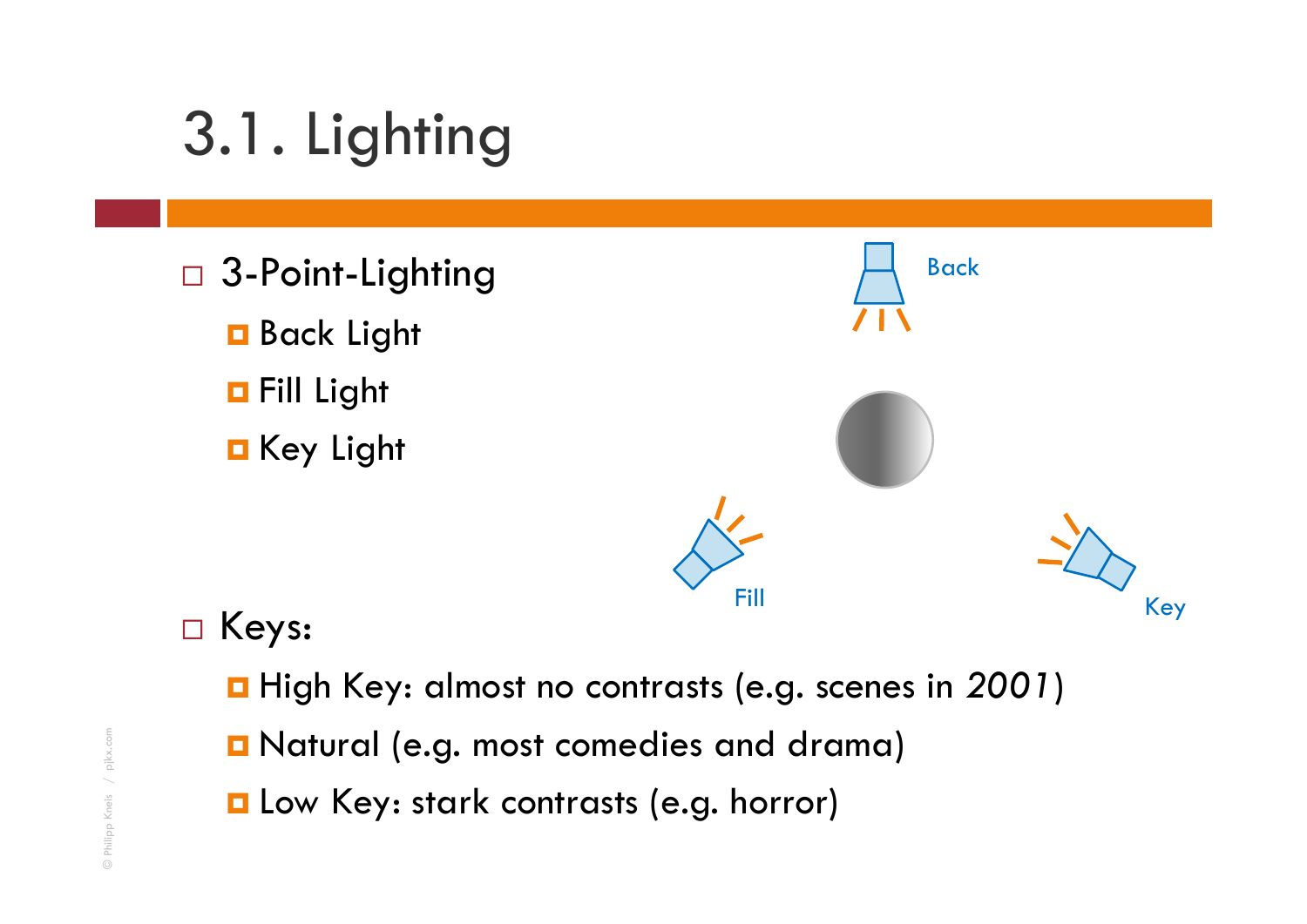# 3.1. Lighting

- 3-Point-Lighting
  - Back Light
  - Fill Light
  - Key Light

Back

Fill

Key

- Keys:
  - High Key: almost no contrasts (e.g. scenes in *2001*)
  - Natural (e.g. most comedies and drama)
  - Low Key: stark contrasts (e.g. horror)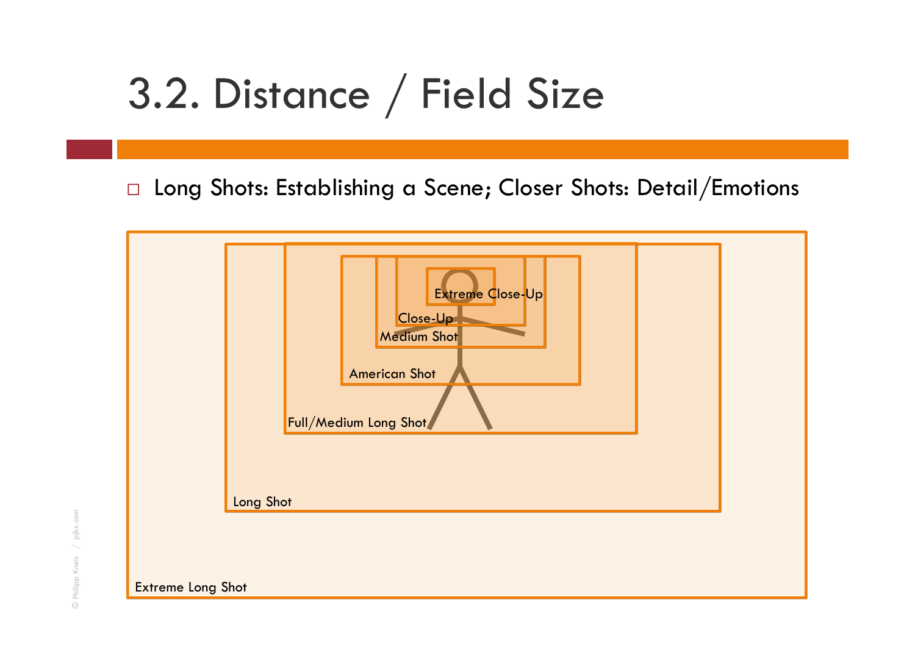# 3.2. Distance / Field Size

- Long Shots: Establishing a Scene; Closer Shots: Detail/Emotions

Extreme Close-Up

Close-Up

Medium Shot

American Shot

Full/Medium Long Shot

Long Shot

Extreme Long Shot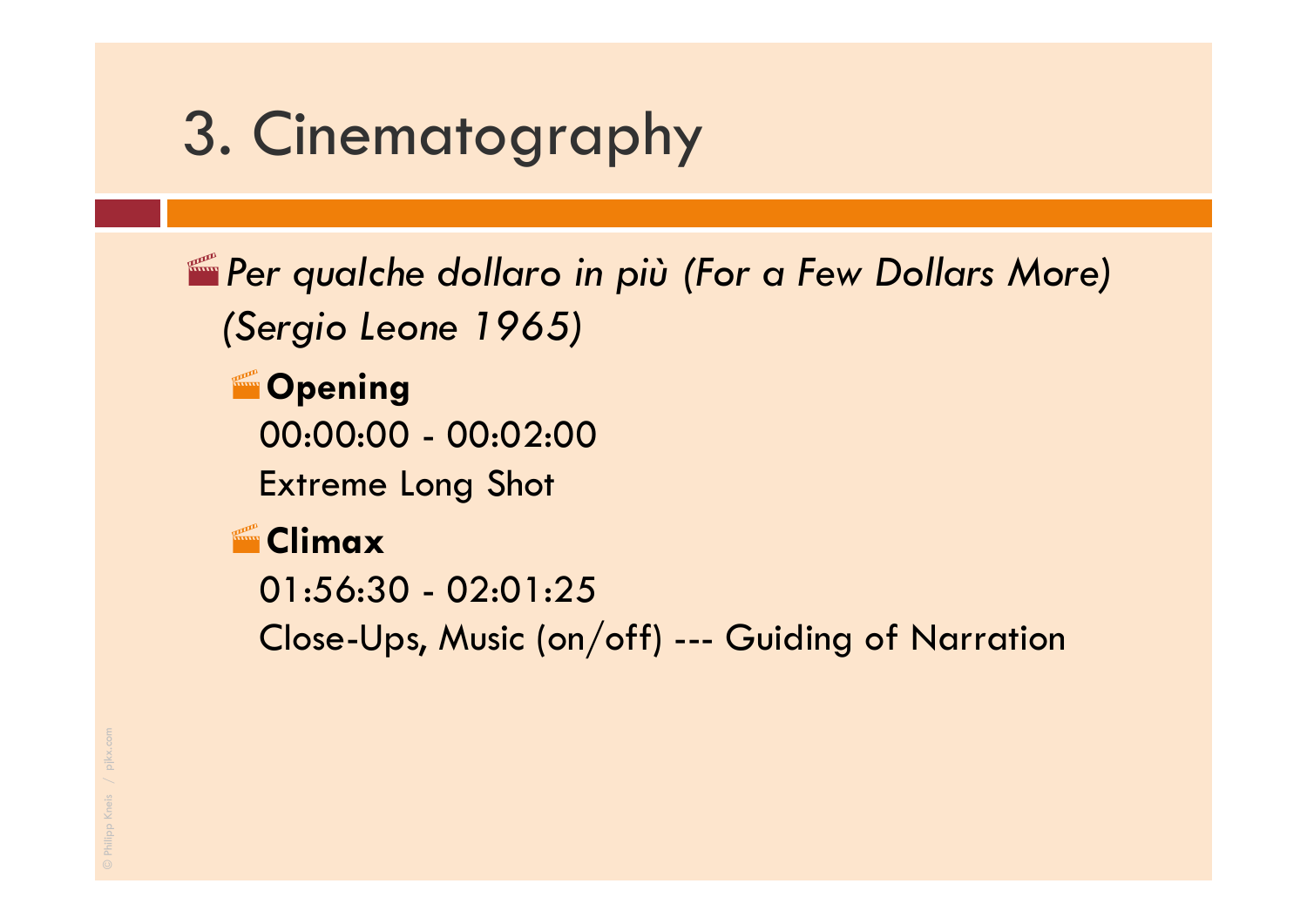# 3. Cinematography

- *Per qualche dollaro in più (For a Few Dollars More) (Sergio Leone 1965)*
  - **Opening**
    00:00:00 - 00:02:00
    Extreme Long Shot
  - **Climax**
    01:56:30 - 02:01:25
    Close-Ups, Music (on/off) --- Guiding of Narration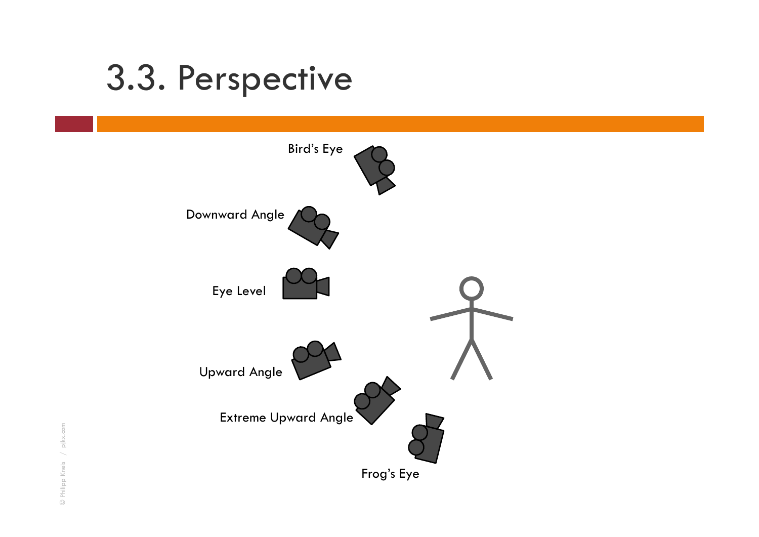# 3.3. Perspective

Bird's Eye

Downward Angle

Eye Level

Upward Angle

Extreme Upward Angle

Frog's Eye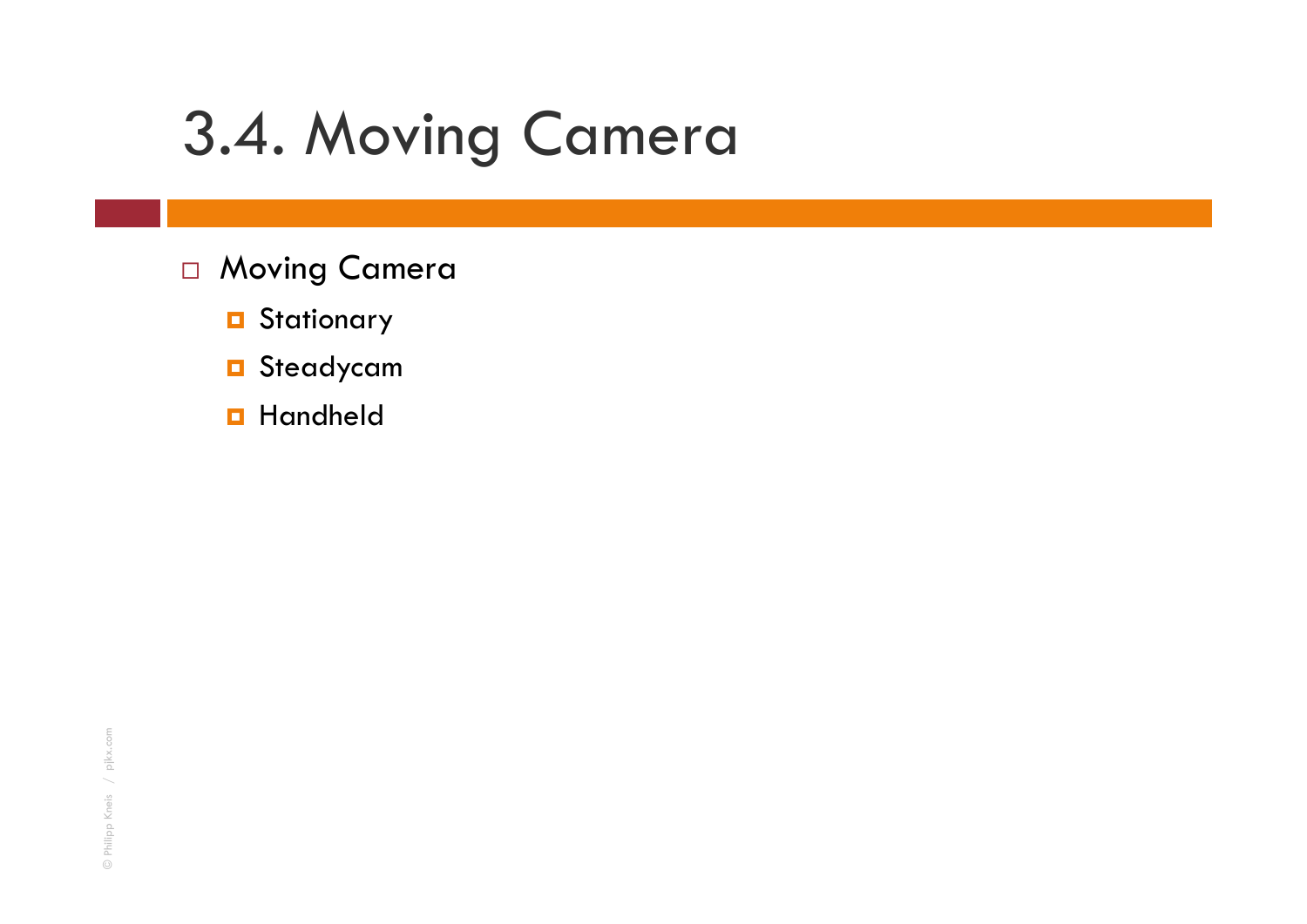# 3.4. Moving Camera

- Moving Camera
  - Stationary
  - Steadycam
  - Handheld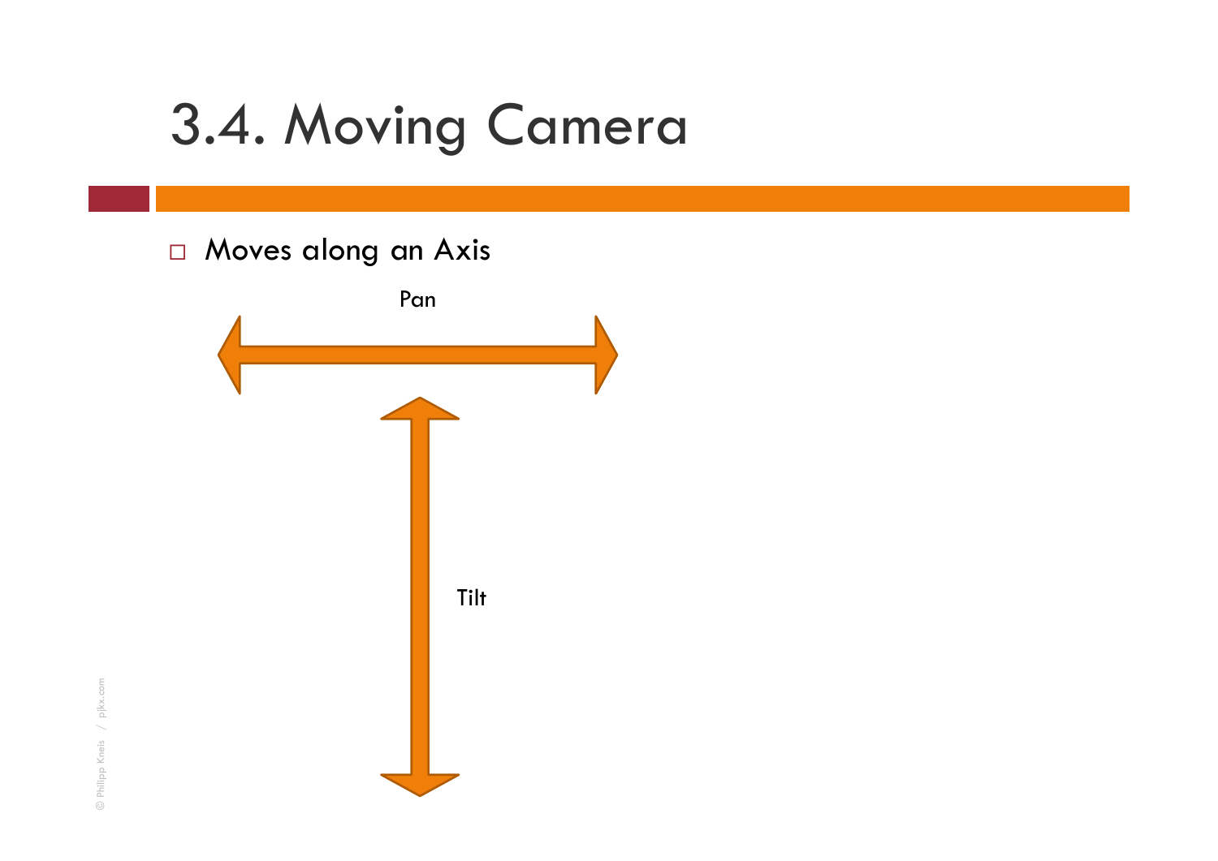# 3.4. Moving Camera

- Moves along an Axis

Pan

Tilt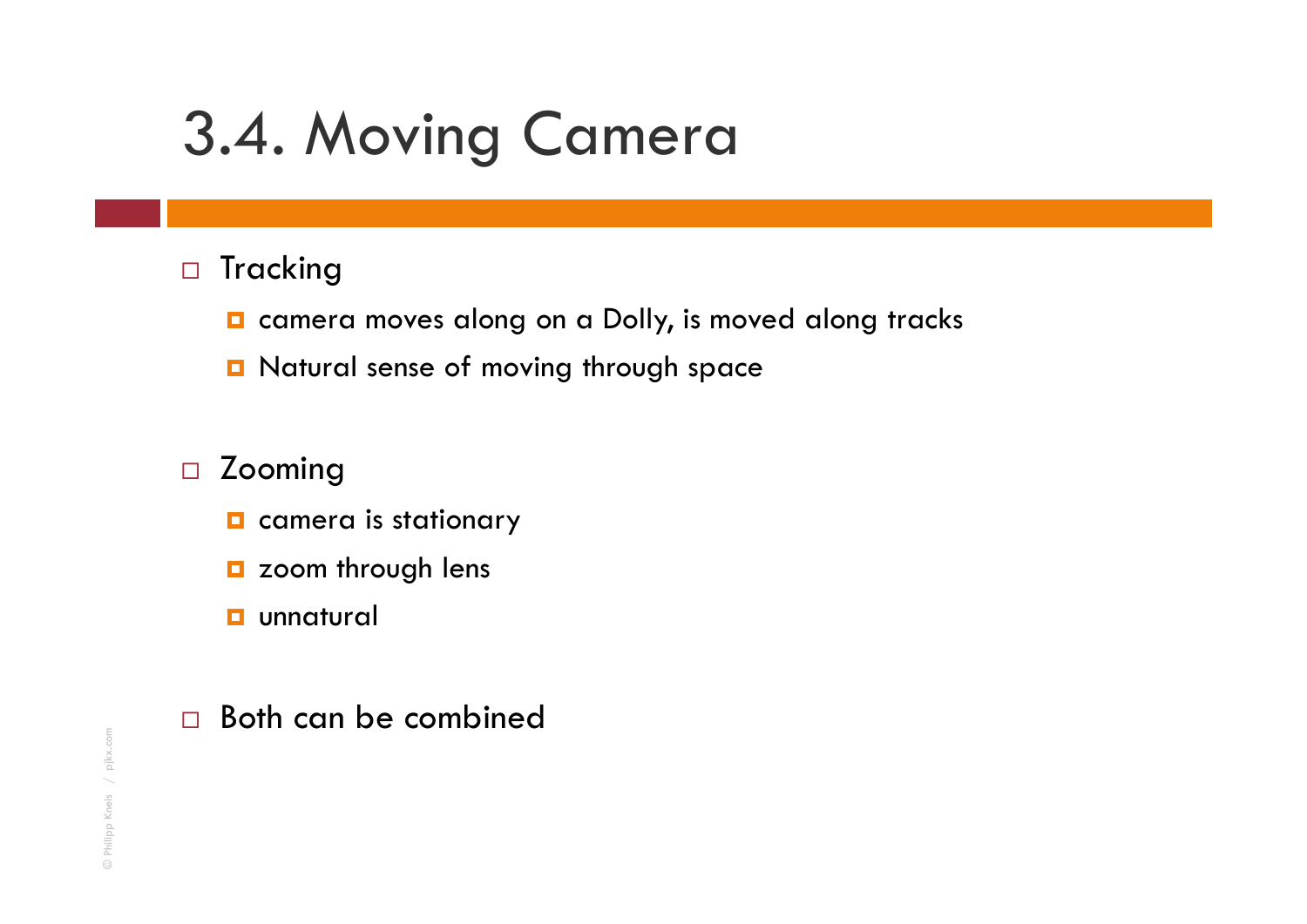# 3.4. Moving Camera

- Tracking
  - camera moves along on a Dolly, is moved along tracks
  - Natural sense of moving through space

- Zooming
  - camera is stationary
  - zoom through lens
  - unnatural

- Both can be combined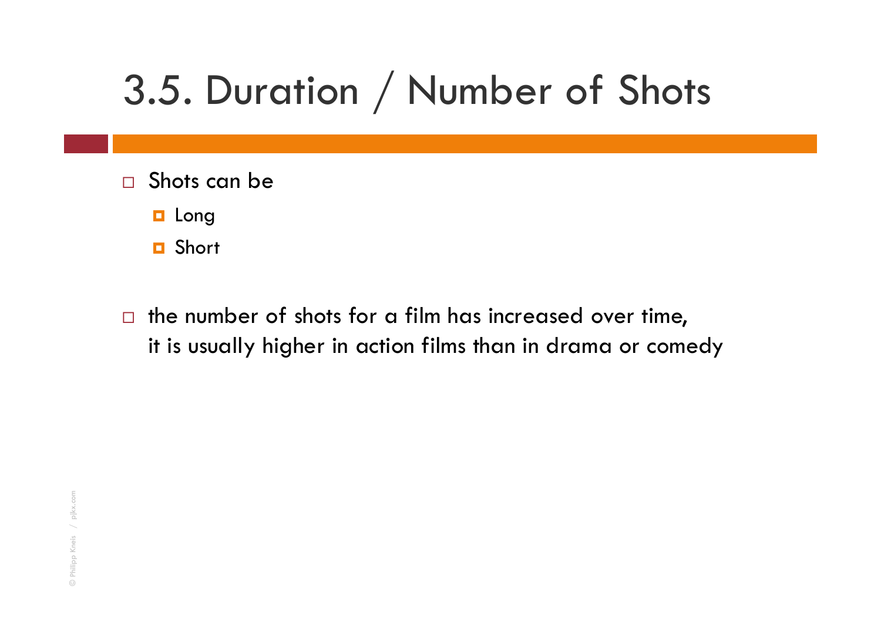# 3.5. Duration / Number of Shots

- Shots can be
  - Long
  - Short

- the number of shots for a film has increased over time,
  it is usually higher in action films than in drama or comedy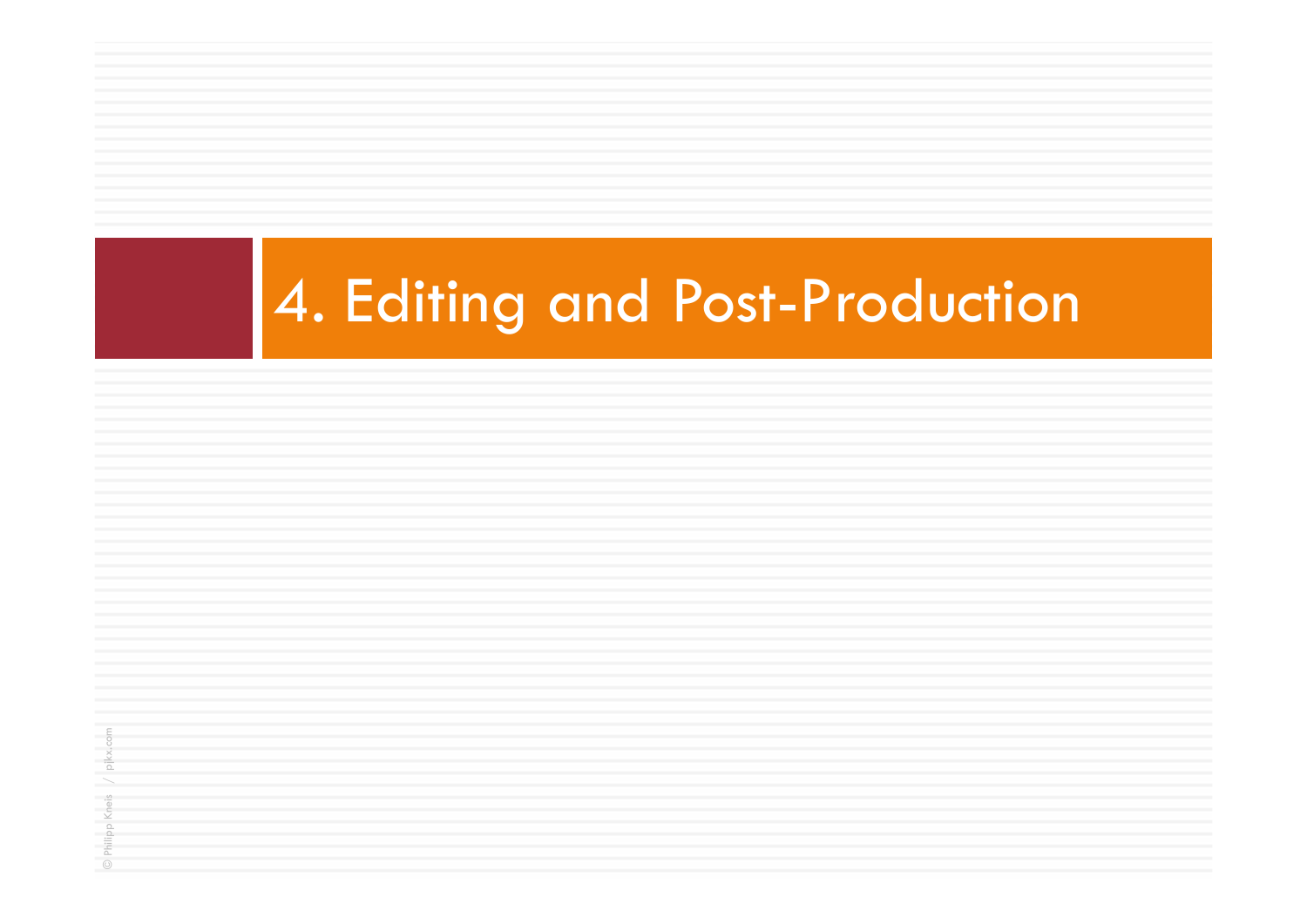# 4. Editing and Post-Production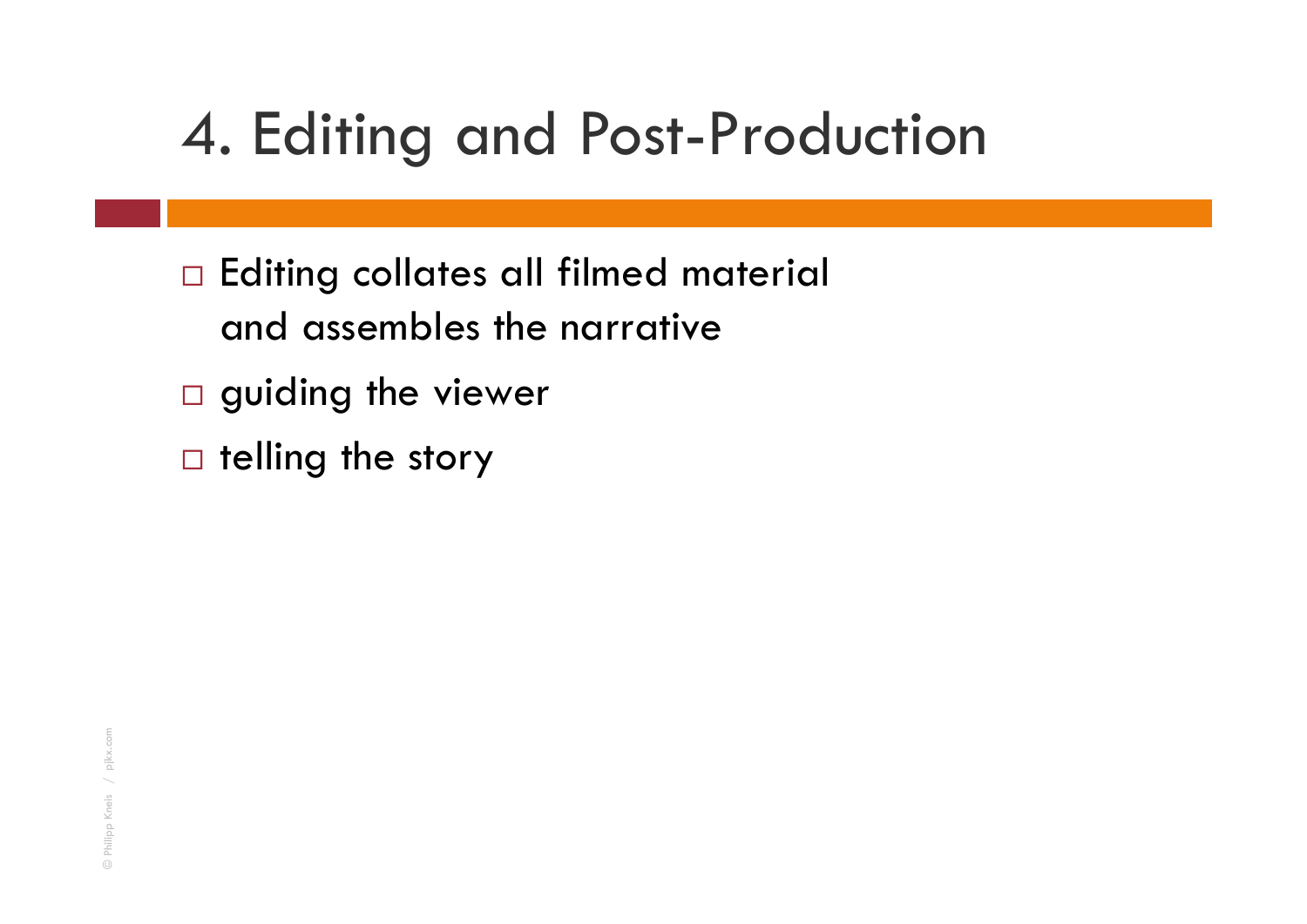# 4. Editing and Post-Production

- Editing collates all filmed material and assembles the narrative
- guiding the viewer
- telling the story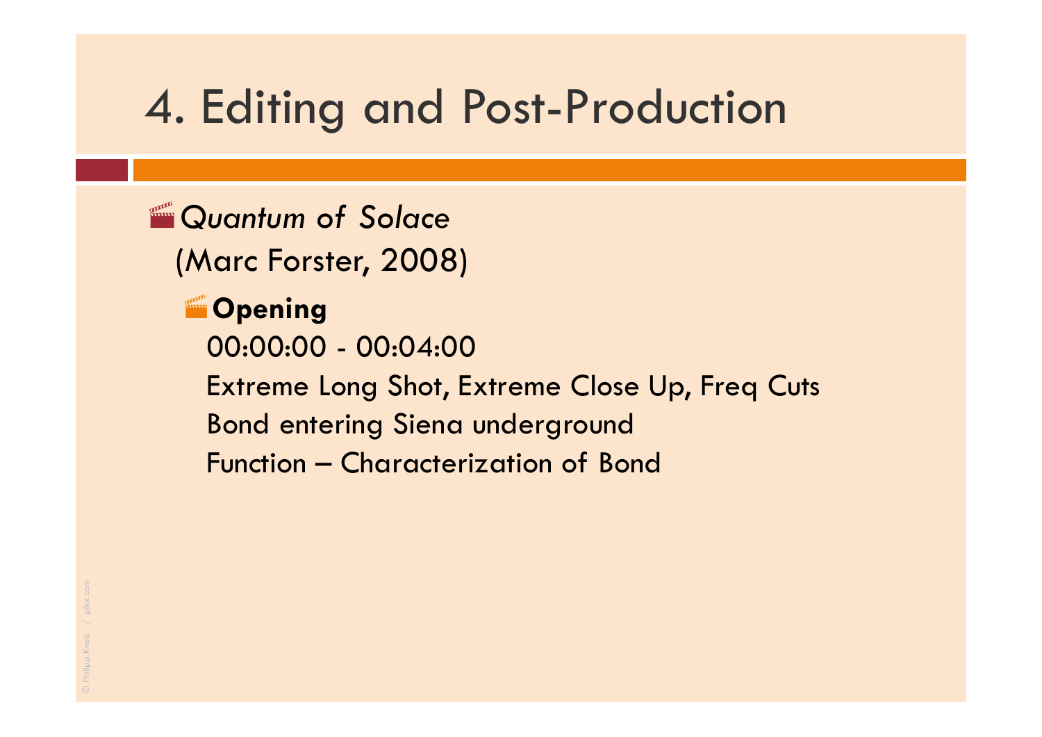# 4. Editing and Post-Production

- *Quantum of Solace* (Marc Forster, 2008)
  - **Opening**
    00:00:00 - 00:04:00
    Extreme Long Shot, Extreme Close Up, Freq Cuts
    Bond entering Siena underground
    Function – Characterization of Bond